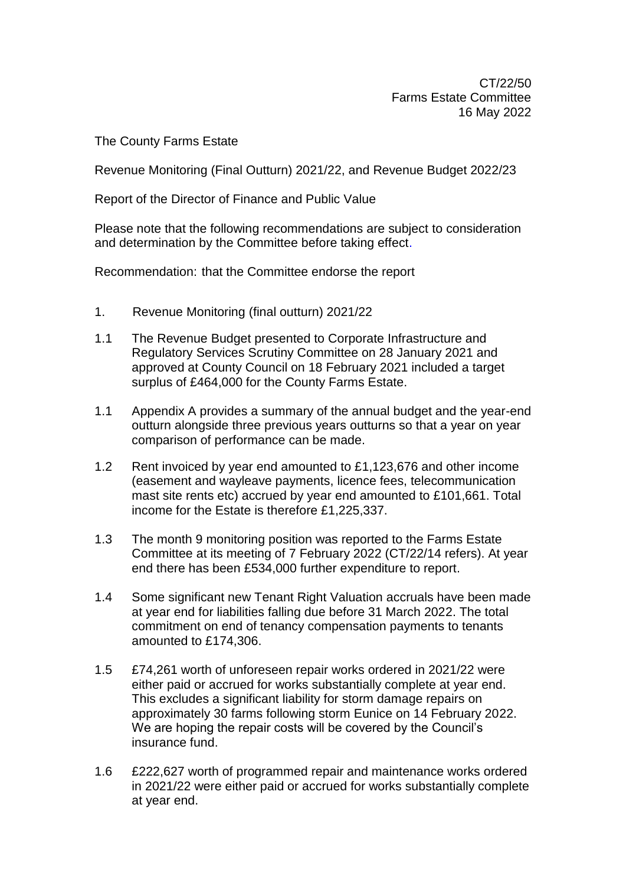CT/22/50
Farms Estate Committee
16 May 2022

The County Farms Estate

Revenue Monitoring (Final Outturn) 2021/22, and Revenue Budget 2022/23

Report of the Director of Finance and Public Value

Please note that the following recommendations are subject to consideration and determination by the Committee before taking effect.

Recommendation: that the Committee endorse the report

1. Revenue Monitoring (final outturn) 2021/22

1.1 The Revenue Budget presented to Corporate Infrastructure and Regulatory Services Scrutiny Committee on 28 January 2021 and approved at County Council on 18 February 2021 included a target surplus of £464,000 for the County Farms Estate.

1.1 Appendix A provides a summary of the annual budget and the year-end outturn alongside three previous years outturns so that a year on year comparison of performance can be made.

1.2 Rent invoiced by year end amounted to £1,123,676 and other income (easement and wayleave payments, licence fees, telecommunication mast site rents etc) accrued by year end amounted to £101,661. Total income for the Estate is therefore £1,225,337.

1.3 The month 9 monitoring position was reported to the Farms Estate Committee at its meeting of 7 February 2022 (CT/22/14 refers). At year end there has been £534,000 further expenditure to report.

1.4 Some significant new Tenant Right Valuation accruals have been made at year end for liabilities falling due before 31 March 2022. The total commitment on end of tenancy compensation payments to tenants amounted to £174,306.

1.5 £74,261 worth of unforeseen repair works ordered in 2021/22 were either paid or accrued for works substantially complete at year end. This excludes a significant liability for storm damage repairs on approximately 30 farms following storm Eunice on 14 February 2022. We are hoping the repair costs will be covered by the Council's insurance fund.

1.6 £222,627 worth of programmed repair and maintenance works ordered in 2021/22 were either paid or accrued for works substantially complete at year end.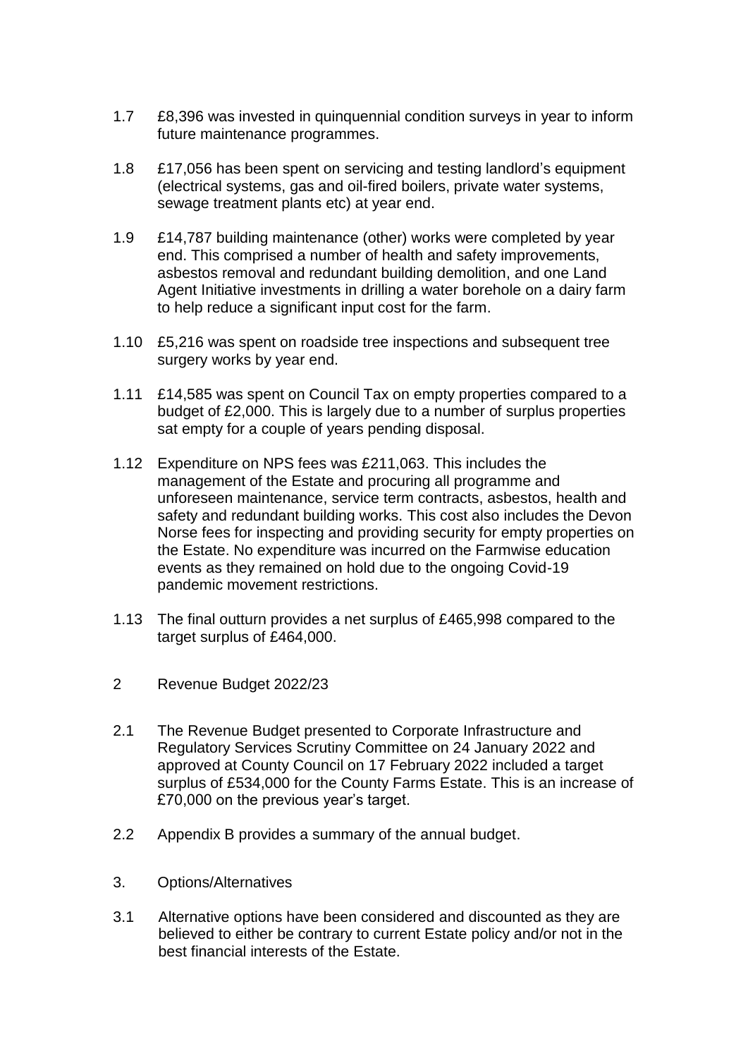1.7 £8,396 was invested in quinquennial condition surveys in year to inform future maintenance programmes.

1.8 £17,056 has been spent on servicing and testing landlord's equipment (electrical systems, gas and oil-fired boilers, private water systems, sewage treatment plants etc) at year end.

1.9 £14,787 building maintenance (other) works were completed by year end. This comprised a number of health and safety improvements, asbestos removal and redundant building demolition, and one Land Agent Initiative investments in drilling a water borehole on a dairy farm to help reduce a significant input cost for the farm.

1.10 £5,216 was spent on roadside tree inspections and subsequent tree surgery works by year end.

1.11 £14,585 was spent on Council Tax on empty properties compared to a budget of £2,000. This is largely due to a number of surplus properties sat empty for a couple of years pending disposal.

1.12 Expenditure on NPS fees was £211,063. This includes the management of the Estate and procuring all programme and unforeseen maintenance, service term contracts, asbestos, health and safety and redundant building works. This cost also includes the Devon Norse fees for inspecting and providing security for empty properties on the Estate. No expenditure was incurred on the Farmwise education events as they remained on hold due to the ongoing Covid-19 pandemic movement restrictions.

1.13 The final outturn provides a net surplus of £465,998 compared to the target surplus of £464,000.

## 2 Revenue Budget 2022/23

2.1 The Revenue Budget presented to Corporate Infrastructure and Regulatory Services Scrutiny Committee on 24 January 2022 and approved at County Council on 17 February 2022 included a target surplus of £534,000 for the County Farms Estate. This is an increase of £70,000 on the previous year's target.

2.2 Appendix B provides a summary of the annual budget.

## 3. Options/Alternatives

3.1 Alternative options have been considered and discounted as they are believed to either be contrary to current Estate policy and/or not in the best financial interests of the Estate.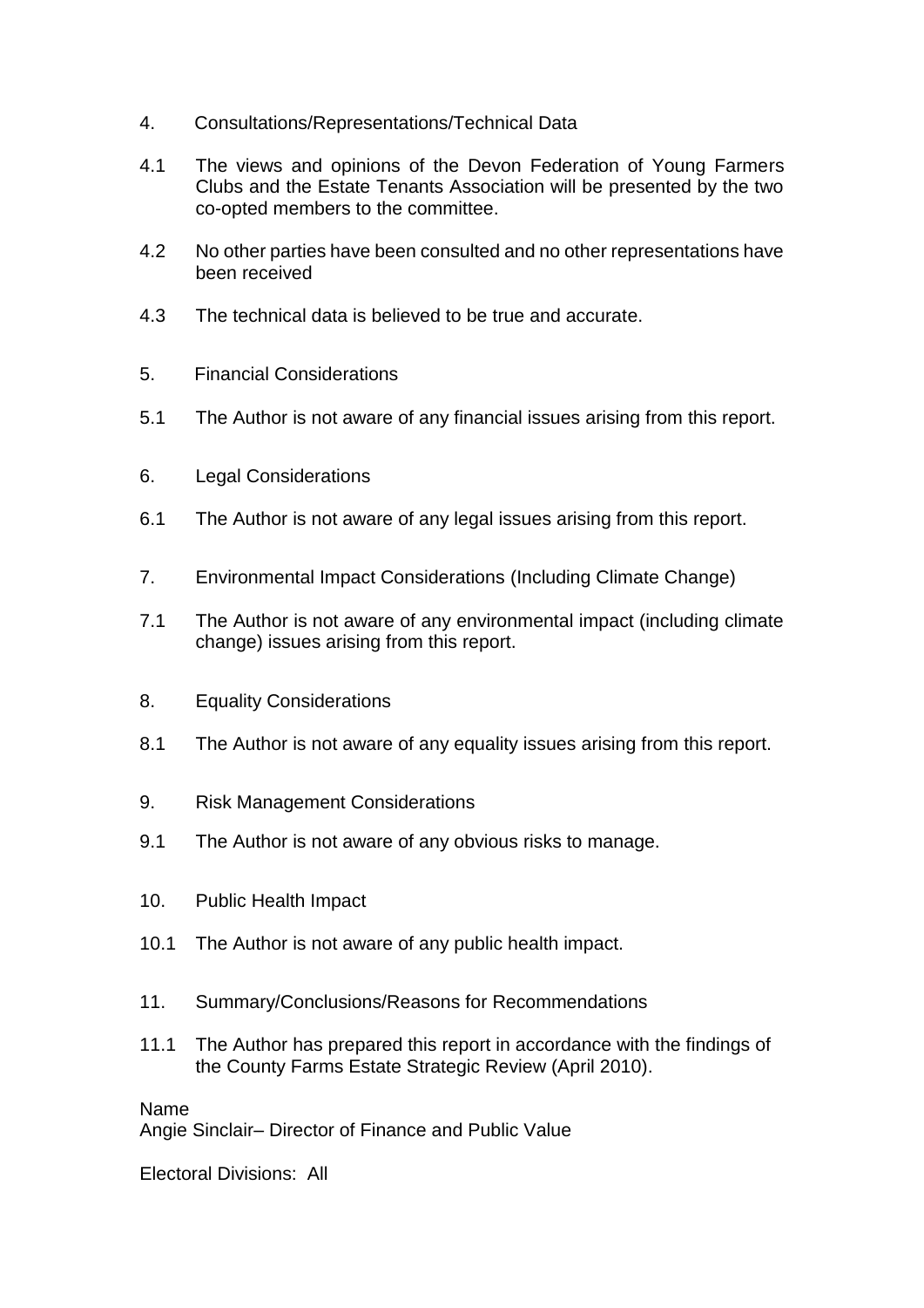## 4. Consultations/Representations/Technical Data

4.1 The views and opinions of the Devon Federation of Young Farmers Clubs and the Estate Tenants Association will be presented by the two co-opted members to the committee.

4.2 No other parties have been consulted and no other representations have been received

4.3 The technical data is believed to be true and accurate.

## 5. Financial Considerations

5.1 The Author is not aware of any financial issues arising from this report.

## 6. Legal Considerations

6.1 The Author is not aware of any legal issues arising from this report.

## 7. Environmental Impact Considerations (Including Climate Change)

7.1 The Author is not aware of any environmental impact (including climate change) issues arising from this report.

## 8. Equality Considerations

8.1 The Author is not aware of any equality issues arising from this report.

## 9. Risk Management Considerations

9.1 The Author is not aware of any obvious risks to manage.

## 10. Public Health Impact

10.1 The Author is not aware of any public health impact.

## 11. Summary/Conclusions/Reasons for Recommendations

11.1 The Author has prepared this report in accordance with the findings of the County Farms Estate Strategic Review (April 2010).

Name
Angie Sinclair– Director of Finance and Public Value

Electoral Divisions: All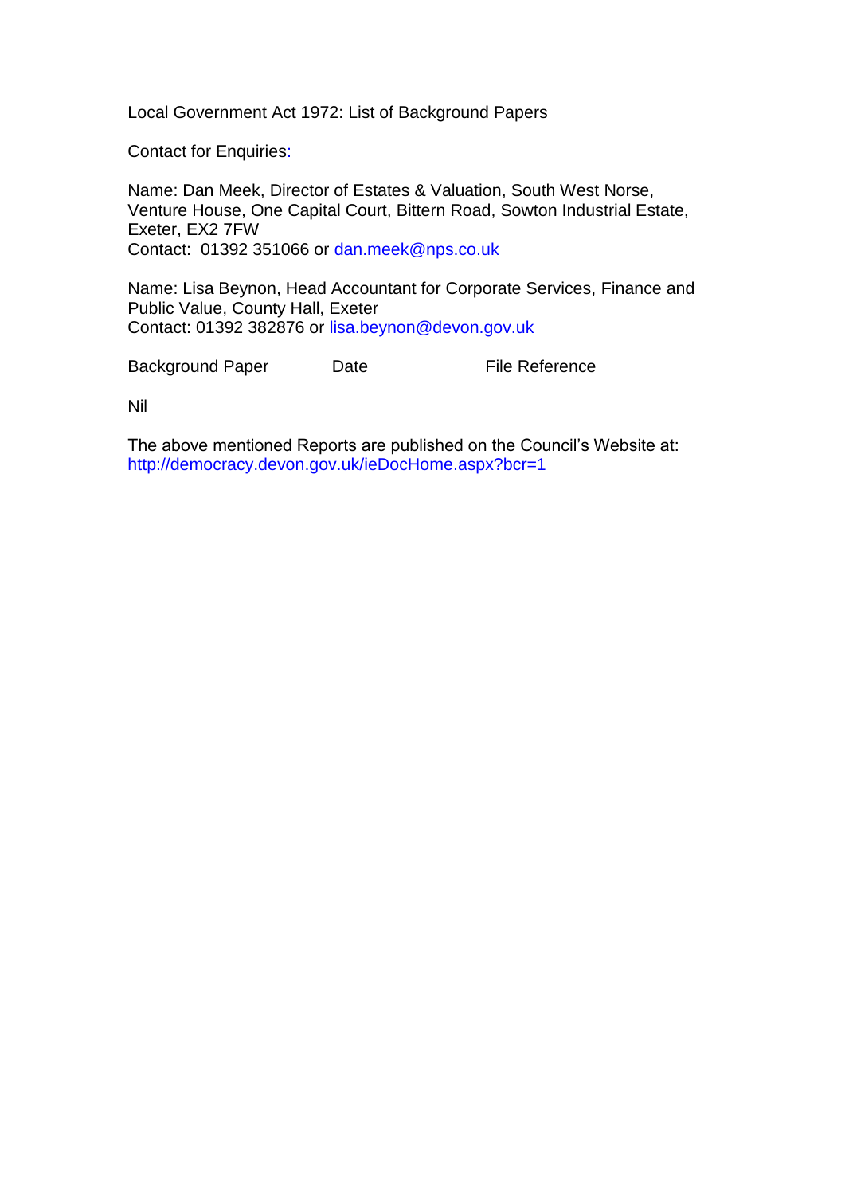Local Government Act 1972: List of Background Papers

Contact for Enquiries:

Name: Dan Meek, Director of Estates & Valuation, South West Norse, Venture House, One Capital Court, Bittern Road, Sowton Industrial Estate, Exeter, EX2 7FW
Contact: 01392 351066 or dan.meek@nps.co.uk

Name: Lisa Beynon, Head Accountant for Corporate Services, Finance and Public Value, County Hall, Exeter
Contact: 01392 382876 or lisa.beynon@devon.gov.uk

| Background Paper | Date | File Reference |
|---|---|---|
| Nil | | |

The above mentioned Reports are published on the Council's Website at:
http://democracy.devon.gov.uk/ieDocHome.aspx?bcr=1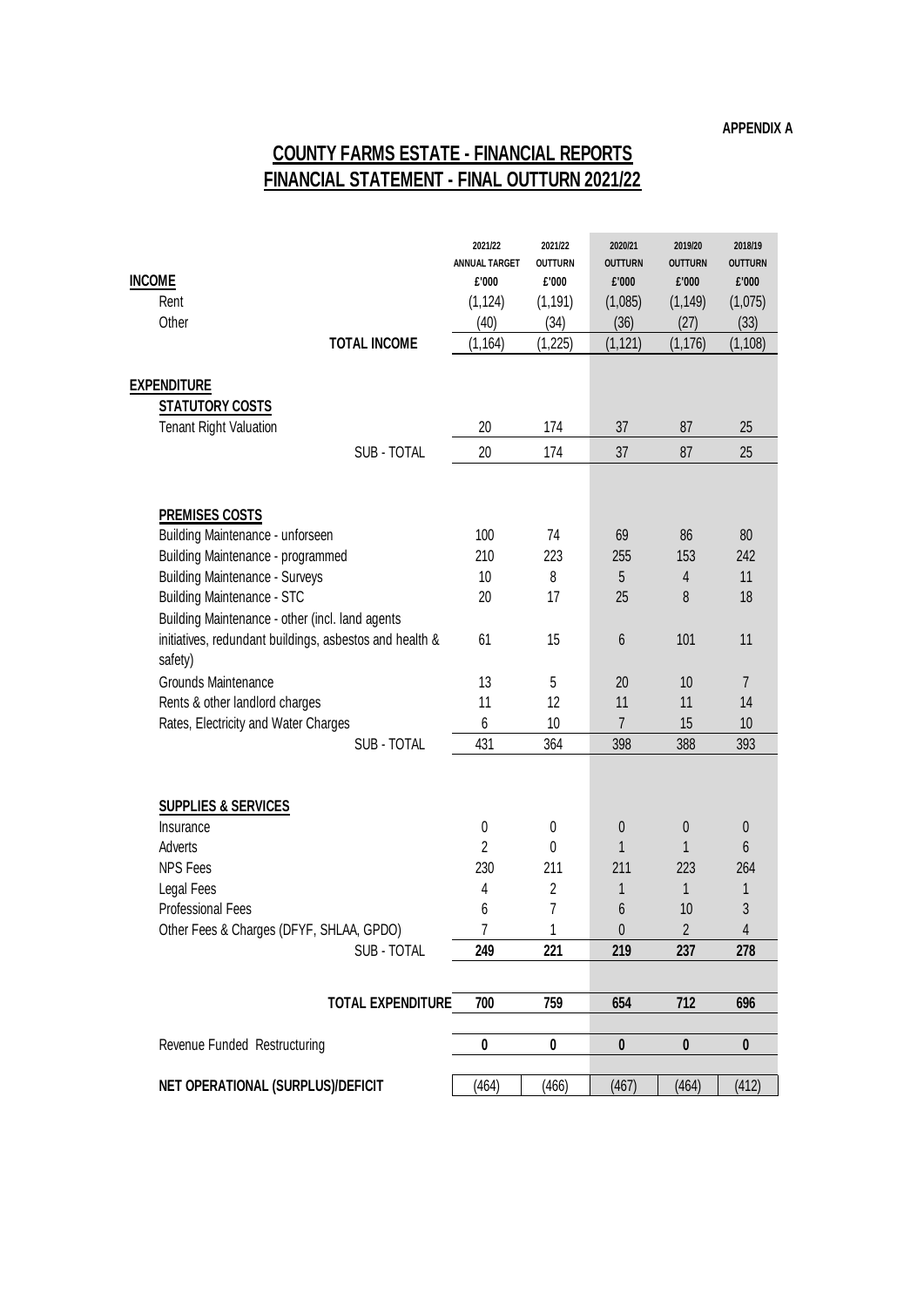APPENDIX A

# COUNTY FARMS ESTATE - FINANCIAL REPORTS
## FINANCIAL STATEMENT - FINAL OUTTURN 2021/22

| | 2021/22 ANNUAL TARGET £'000 | 2021/22 OUTTURN £'000 | 2020/21 OUTTURN £'000 | 2019/20 OUTTURN £'000 | 2018/19 OUTTURN £'000 |
|---|---|---|---|---|---|
| **INCOME** | | | | | |
| Rent | (1,124) | (1,191) | (1,085) | (1,149) | (1,075) |
| Other | (40) | (34) | (36) | (27) | (33) |
| **TOTAL INCOME** | (1,164) | (1,225) | (1,121) | (1,176) | (1,108) |
| **EXPENDITURE** | | | | | |
| **STATUTORY COSTS** | | | | | |
| Tenant Right Valuation | 20 | 174 | 37 | 87 | 25 |
| SUB - TOTAL | 20 | 174 | 37 | 87 | 25 |
| **PREMISES COSTS** | | | | | |
| Building Maintenance - unforseen | 100 | 74 | 69 | 86 | 80 |
| Building Maintenance - programmed | 210 | 223 | 255 | 153 | 242 |
| Building Maintenance - Surveys | 10 | 8 | 5 | 4 | 11 |
| Building Maintenance - STC | 20 | 17 | 25 | 8 | 18 |
| Building Maintenance - other (incl. land agents initiatives, redundant buildings, asbestos and health & safety) | 61 | 15 | 6 | 101 | 11 |
| Grounds Maintenance | 13 | 5 | 20 | 10 | 7 |
| Rents & other landlord charges | 11 | 12 | 11 | 11 | 14 |
| Rates, Electricity and Water Charges | 6 | 10 | 7 | 15 | 10 |
| SUB - TOTAL | 431 | 364 | 398 | 388 | 393 |
| **SUPPLIES & SERVICES** | | | | | |
| Insurance | 0 | 0 | 0 | 0 | 0 |
| Adverts | 2 | 0 | 1 | 1 | 6 |
| NPS Fees | 230 | 211 | 211 | 223 | 264 |
| Legal Fees | 4 | 2 | 1 | 1 | 1 |
| Professional Fees | 6 | 7 | 6 | 10 | 3 |
| Other Fees & Charges (DFYF, SHLAA, GPDO) | 7 | 1 | 0 | 2 | 4 |
| SUB - TOTAL | **249** | **221** | **219** | **237** | **278** |
| **TOTAL EXPENDITURE** | **700** | **759** | **654** | **712** | **696** |
| Revenue Funded Restructuring | **0** | **0** | **0** | **0** | **0** |
| **NET OPERATIONAL (SURPLUS)/DEFICIT** | (464) | (466) | (467) | (464) | (412) |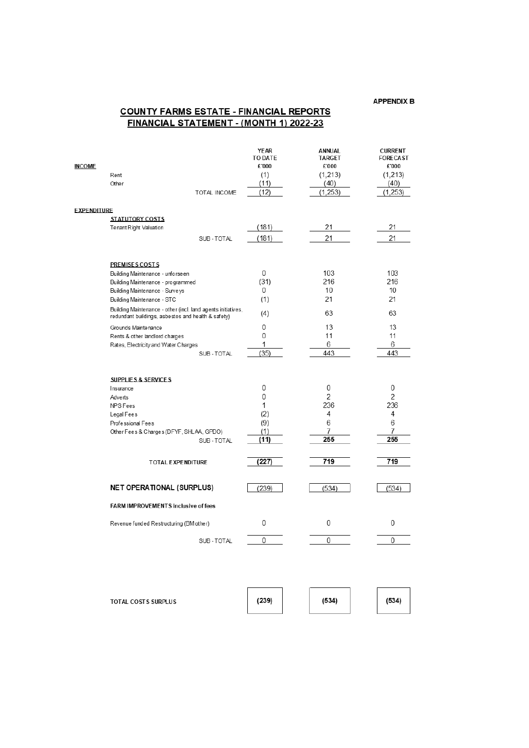**APPENDIX B**

## COUNTY FARMS ESTATE - FINANCIAL REPORTS
## FINANCIAL STATEMENT - (MONTH 1) 2022-23

| | | YEAR TO DATE £'000 | ANNUAL TARGET £'000 | CURRENT FORECAST £'000 |
|---|---|---|---|---|
| **INCOME** | | | | |
| | Rent | (1) | (1,213) | (1,213) |
| | Other | (11) | (40) | (40) |
| | TOTAL INCOME | (12) | (1,253) | (1,253) |
| **EXPENDITURE** | | | | |
| | **STATUTORY COSTS** | | | |
| | Tenant Right Valuation | (181) | 21 | 21 |
| | SUB - TOTAL | (181) | 21 | 21 |
| | **PREMISES COSTS** | | | |
| | Building Maintenance - unforseen | 0 | 103 | 103 |
| | Building Maintenance - programmed | (31) | 216 | 216 |
| | Building Maintenance - Surveys | 0 | 10 | 10 |
| | Building Maintenance - STC | (1) | 21 | 21 |
| | Building Maintenance - other (incl. land agents initiatives, redundant buildings, asbestos and health & safety) | (4) | 63 | 63 |
| | Grounds Maintenance | 0 | 13 | 13 |
| | Rents & other landlord charges | 0 | 11 | 11 |
| | Rates, Electricity and Water Charges | 1 | 6 | 6 |
| | SUB - TOTAL | (35) | 443 | 443 |
| | **SUPPLIES & SERVICES** | | | |
| | Insurance | 0 | 0 | 0 |
| | Adverts | 0 | 2 | 2 |
| | NPS Fees | 1 | 236 | 236 |
| | Legal Fees | (2) | 4 | 4 |
| | Professional Fees | (9) | 6 | 6 |
| | Other Fees & Charges (DFYF, SHLAA, GPDO) | (1) | 7 | 7 |
| | SUB - TOTAL | **(11)** | **255** | **255** |
| | TOTAL EXPENDITURE | **(227)** | **719** | **719** |
| | **NET OPERATIONAL (SURPLUS)** | (239) | (534) | (534) |
| | **FARM IMPROVEMENTS inclusive of fees** | | | |
| | Revenue funded Restructuring (BM other) | 0 | 0 | 0 |
| | SUB - TOTAL | 0 | 0 | 0 |
| | **TOTAL COSTS SURPLUS** | **(239)** | **(534)** | **(534)** |